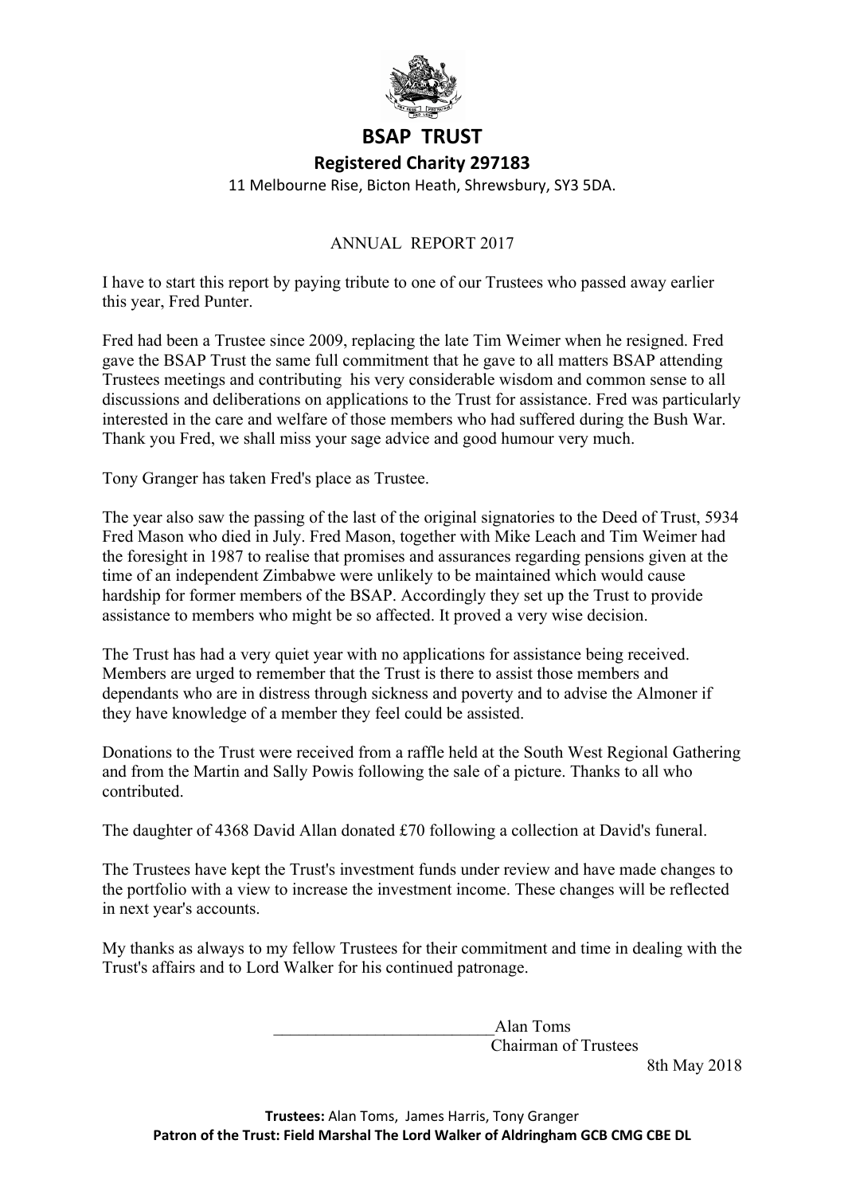# BSAP TRUST

## Registered Charity 297183

11 Melbourne Rise, Bicton Heath, Shrewsbury, SY3 5DA.

ANNUAL REPORT 2017

I have to start this report by paying tribute to one of our Trustees who passed away earlier this year, Fred Punter.

Fred had been a Trustee since 2009, replacing the late Tim Weimer when he resigned. Fred gave the BSAP Trust the same full commitment that he gave to all matters BSAP attending Trustees meetings and contributing his very considerable wisdom and common sense to all discussions and deliberations on applications to the Trust for assistance. Fred was particularly interested in the care and welfare of those members who had suffered during the Bush War. Thank you Fred, we shall miss your sage advice and good humour very much.

Tony Granger has taken Fred's place as Trustee.

The year also saw the passing of the last of the original signatories to the Deed of Trust, 5934 Fred Mason who died in July. Fred Mason, together with Mike Leach and Tim Weimer had the foresight in 1987 to realise that promises and assurances regarding pensions given at the time of an independent Zimbabwe were unlikely to be maintained which would cause hardship for former members of the BSAP. Accordingly they set up the Trust to provide assistance to members who might be so affected. It proved a very wise decision.

The Trust has had a very quiet year with no applications for assistance being received. Members are urged to remember that the Trust is there to assist those members and dependants who are in distress through sickness and poverty and to advise the Almoner if they have knowledge of a member they feel could be assisted.

Donations to the Trust were received from a raffle held at the South West Regional Gathering and from the Martin and Sally Powis following the sale of a picture. Thanks to all who contributed.

The daughter of 4368 David Allan donated £70 following a collection at David's funeral.

The Trustees have kept the Trust's investment funds under review and have made changes to the portfolio with a view to increase the investment income. These changes will be reflected in next year's accounts.

My thanks as always to my fellow Trustees for their commitment and time in dealing with the Trust's affairs and to Lord Walker for his continued patronage.

__________________________Alan Toms
Chairman of Trustees

8th May 2018

**Trustees:** Alan Toms, James Harris, Tony Granger

**Patron of the Trust: Field Marshal The Lord Walker of Aldringham GCB CMG CBE DL**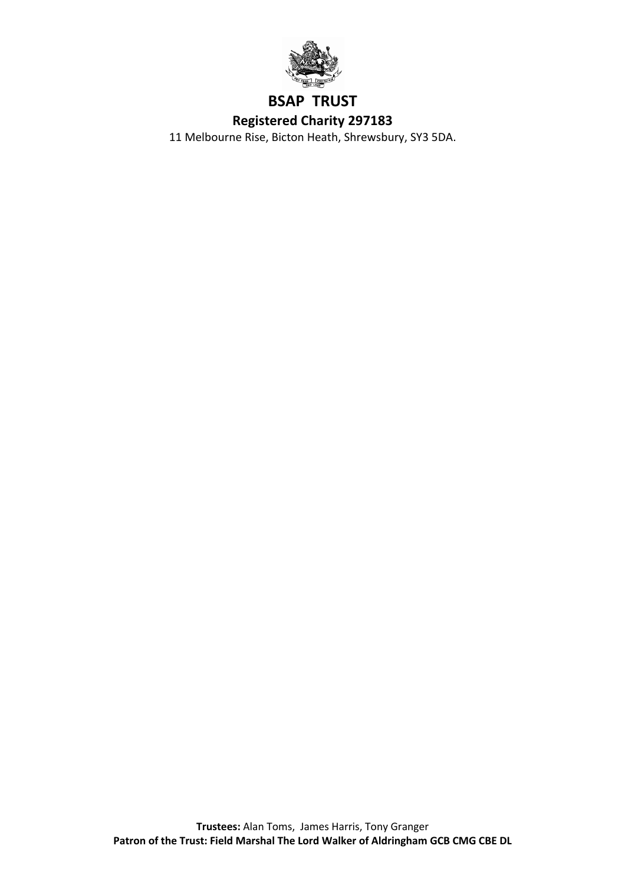# BSAP TRUST

**Registered Charity 297183**

11 Melbourne Rise, Bicton Heath, Shrewsbury, SY3 5DA.

**Trustees:** Alan Toms, James Harris, Tony Granger

**Patron of the Trust: Field Marshal The Lord Walker of Aldringham GCB CMG CBE DL**